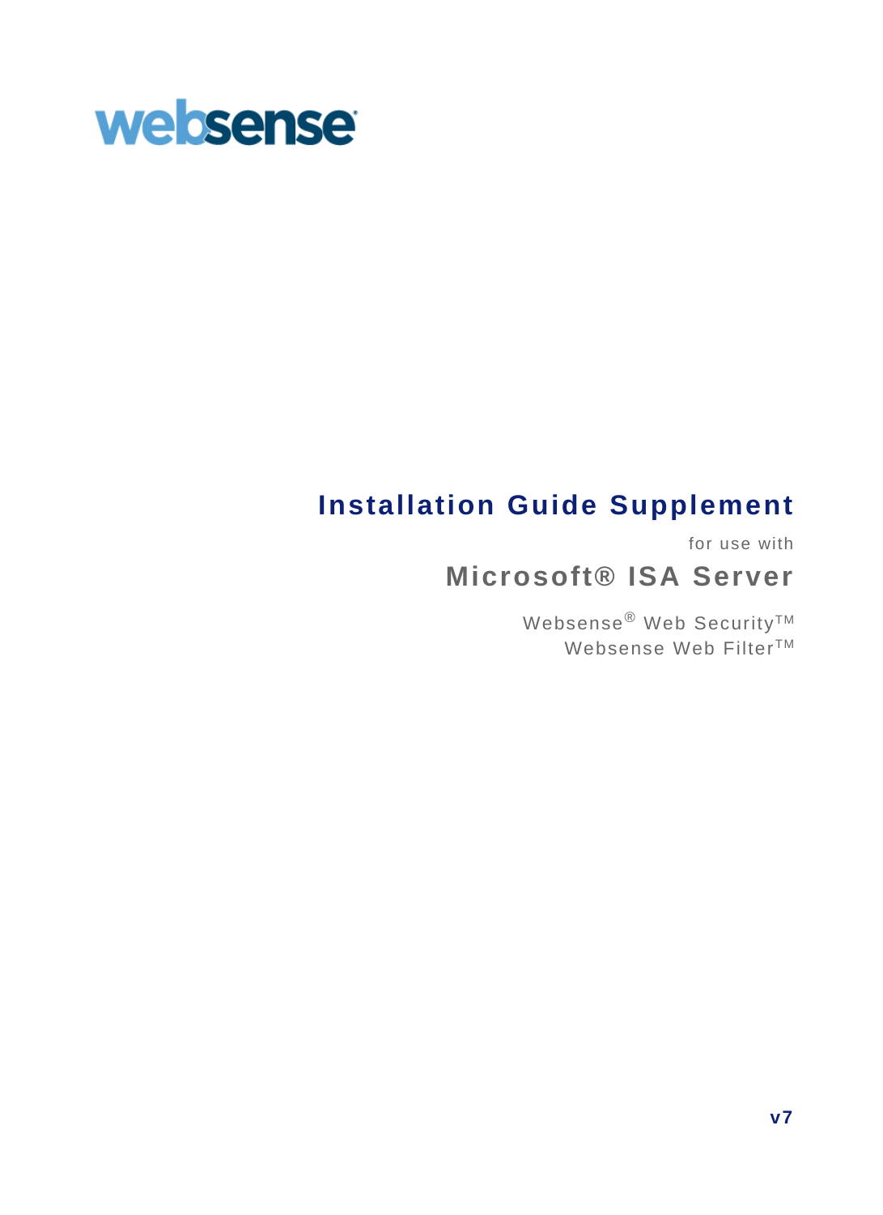websense

# Installation Guide Supplement

for use with

## Microsoft® ISA Server

Websense® Web Security™
Websense Web Filter™

**v7**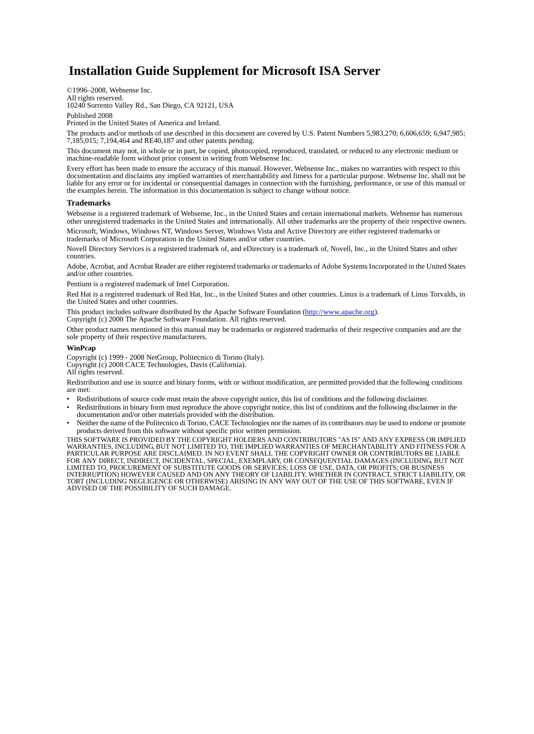# Installation Guide Supplement for Microsoft ISA Server

©1996–2008, Websense Inc.
All rights reserved.
10240 Sorrento Valley Rd., San Diego, CA 92121, USA

Published 2008
Printed in the United States of America and Ireland.

The products and/or methods of use described in this document are covered by U.S. Patent Numbers 5,983,270; 6,606,659; 6,947,985; 7,185,015; 7,194,464 and RE40,187 and other patents pending.

This document may not, in whole or in part, be copied, photocopied, reproduced, translated, or reduced to any electronic medium or machine-readable form without prior consent in writing from Websense Inc.

Every effort has been made to ensure the accuracy of this manual. However, Websense Inc., makes no warranties with respect to this documentation and disclaims any implied warranties of merchantability and fitness for a particular purpose. Websense Inc. shall not be liable for any error or for incidental or consequential damages in connection with the furnishing, performance, or use of this manual or the examples herein. The information in this documentation is subject to change without notice.

### Trademarks

Websense is a registered trademark of Websense, Inc., in the United States and certain international markets. Websense has numerous other unregistered trademarks in the United States and internationally. All other trademarks are the property of their respective owners.

Microsoft, Windows, Windows NT, Windows Server, Windows Vista and Active Directory are either registered trademarks or trademarks of Microsoft Corporation in the United States and/or other countries.

Novell Directory Services is a registered trademark of, and eDirectory is a trademark of, Novell, Inc., in the United States and other countries.

Adobe, Acrobat, and Acrobat Reader are either registered trademarks or trademarks of Adobe Systems Incorporated in the United States and/or other countries.

Pentium is a registered trademark of Intel Corporation.

Red Hat is a registered trademark of Red Hat, Inc., in the United States and other countries. Linux is a trademark of Linus Torvalds, in the United States and other countries.

This product includes software distributed by the Apache Software Foundation (http://www.apache.org).
Copyright (c) 2000 The Apache Software Foundation. All rights reserved.

Other product names mentioned in this manual may be trademarks or registered trademarks of their respective companies and are the sole property of their respective manufacturers.

#### WinPcap

Copyright (c) 1999 - 2008 NetGroup, Politecnico di Torino (Italy).
Copyright (c) 2008 CACE Technologies, Davis (California).
All rights reserved.

Redistribution and use in source and binary forms, with or without modification, are permitted provided that the following conditions are met:

- Redistributions of source code must retain the above copyright notice, this list of conditions and the following disclaimer.
- Redistributions in binary form must reproduce the above copyright notice, this list of conditions and the following disclaimer in the documentation and/or other materials provided with the distribution.
- Neither the name of the Politecnico di Torino, CACE Technologies nor the names of its contributors may be used to endorse or promote products derived from this software without specific prior written permission.

THIS SOFTWARE IS PROVIDED BY THE COPYRIGHT HOLDERS AND CONTRIBUTORS "AS IS" AND ANY EXPRESS OR IMPLIED WARRANTIES, INCLUDING, BUT NOT LIMITED TO, THE IMPLIED WARRANTIES OF MERCHANTABILITY AND FITNESS FOR A PARTICULAR PURPOSE ARE DISCLAIMED. IN NO EVENT SHALL THE COPYRIGHT OWNER OR CONTRIBUTORS BE LIABLE FOR ANY DIRECT, INDIRECT, INCIDENTAL, SPECIAL, EXEMPLARY, OR CONSEQUENTIAL DAMAGES (INCLUDING, BUT NOT LIMITED TO, PROCUREMENT OF SUBSTITUTE GOODS OR SERVICES; LOSS OF USE, DATA, OR PROFITS; OR BUSINESS INTERRUPTION) HOWEVER CAUSED AND ON ANY THEORY OF LIABILITY, WHETHER IN CONTRACT, STRICT LIABILITY, OR TORT (INCLUDING NEGLIGENCE OR OTHERWISE) ARISING IN ANY WAY OUT OF THE USE OF THIS SOFTWARE, EVEN IF ADVISED OF THE POSSIBILITY OF SUCH DAMAGE.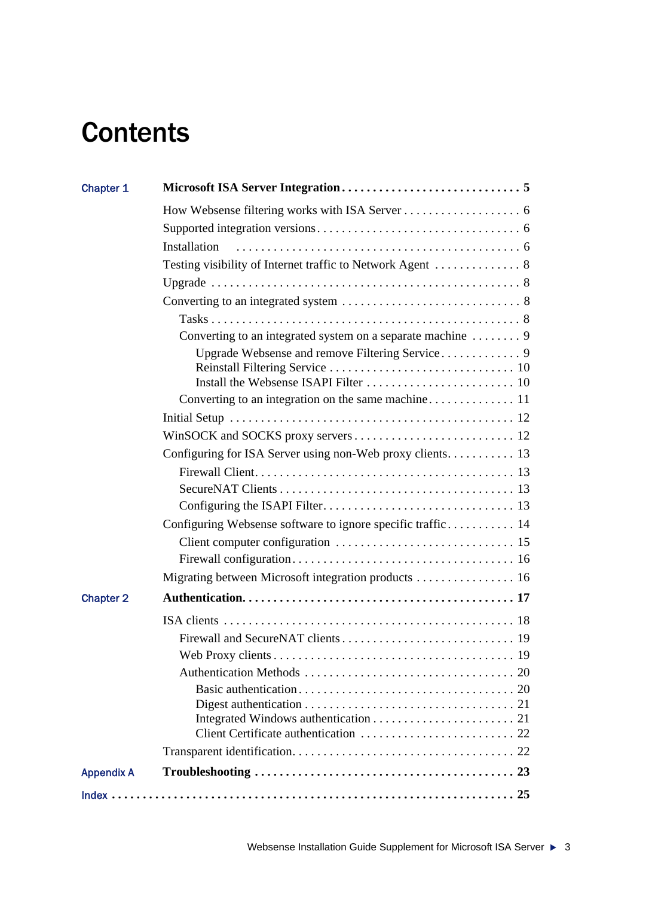# Contents

**Chapter 1 — Microsoft ISA Server Integration . . . . . . . . . . . . . . . . . . . . . . . . . . . . 5**

- How Websense filtering works with ISA Server . . . . . . . . . . . . . . . . . . . 6
- Supported integration versions . . . . . . . . . . . . . . . . . . . . . . . . . . . . . . . 6
- Installation . . . . . . . . . . . . . . . . . . . . . . . . . . . . . . . . . . . . . . . . . . . 6
- Testing visibility of Internet traffic to Network Agent . . . . . . . . . . . . . 8
- Upgrade . . . . . . . . . . . . . . . . . . . . . . . . . . . . . . . . . . . . . . . . . . . . . 8
- Converting to an integrated system . . . . . . . . . . . . . . . . . . . . . . . . . . . 8
  - Tasks . . . . . . . . . . . . . . . . . . . . . . . . . . . . . . . . . . . . . . . . . . . . 8
  - Converting to an integrated system on a separate machine . . . . . . . . 9
    - Upgrade Websense and remove Filtering Service . . . . . . . . . . . . 9
    - Reinstall Filtering Service . . . . . . . . . . . . . . . . . . . . . . . . . . . . . 10
    - Install the Websense ISAPI Filter . . . . . . . . . . . . . . . . . . . . . . . . 10
  - Converting to an integration on the same machine . . . . . . . . . . . . . 11
- Initial Setup . . . . . . . . . . . . . . . . . . . . . . . . . . . . . . . . . . . . . . . . . . 12
- WinSOCK and SOCKS proxy servers . . . . . . . . . . . . . . . . . . . . . . . . . . 12
- Configuring for ISA Server using non-Web proxy clients . . . . . . . . . . . 13
  - Firewall Client . . . . . . . . . . . . . . . . . . . . . . . . . . . . . . . . . . . . . . . 13
  - SecureNAT Clients . . . . . . . . . . . . . . . . . . . . . . . . . . . . . . . . . . . . 13
  - Configuring the ISAPI Filter . . . . . . . . . . . . . . . . . . . . . . . . . . . . . 13
- Configuring Websense software to ignore specific traffic . . . . . . . . . . . 14
  - Client computer configuration . . . . . . . . . . . . . . . . . . . . . . . . . . . . 15
  - Firewall configuration . . . . . . . . . . . . . . . . . . . . . . . . . . . . . . . . . . 16
- Migrating between Microsoft integration products . . . . . . . . . . . . . . . . 16

**Chapter 2 — Authentication . . . . . . . . . . . . . . . . . . . . . . . . . . . . . . . . . . . . . . . . . 17**

- ISA clients . . . . . . . . . . . . . . . . . . . . . . . . . . . . . . . . . . . . . . . . . . . . 18
  - Firewall and SecureNAT clients . . . . . . . . . . . . . . . . . . . . . . . . . . . 19
  - Web Proxy clients . . . . . . . . . . . . . . . . . . . . . . . . . . . . . . . . . . . . . 19
  - Authentication Methods . . . . . . . . . . . . . . . . . . . . . . . . . . . . . . . . 20
    - Basic authentication . . . . . . . . . . . . . . . . . . . . . . . . . . . . . . . . . 20
    - Digest authentication . . . . . . . . . . . . . . . . . . . . . . . . . . . . . . . . 21
    - Integrated Windows authentication . . . . . . . . . . . . . . . . . . . . . . 21
    - Client Certificate authentication . . . . . . . . . . . . . . . . . . . . . . . . 22
- Transparent identification . . . . . . . . . . . . . . . . . . . . . . . . . . . . . . . . . . 22

**Appendix A — Troubleshooting . . . . . . . . . . . . . . . . . . . . . . . . . . . . . . . . . . . . . . . . 23**

**Index . . . . . . . . . . . . . . . . . . . . . . . . . . . . . . . . . . . . . . . . . . . . . . . . . . . . . . . . . . . 25**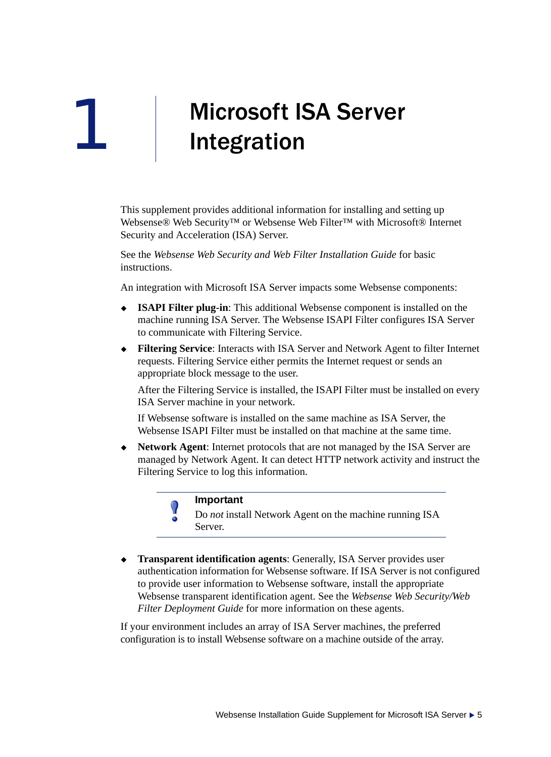# 1 Microsoft ISA Server Integration

This supplement provides additional information for installing and setting up Websense® Web Security™ or Websense Web Filter™ with Microsoft® Internet Security and Acceleration (ISA) Server.

See the *Websense Web Security and Web Filter Installation Guide* for basic instructions.

An integration with Microsoft ISA Server impacts some Websense components:

- **ISAPI Filter plug-in**: This additional Websense component is installed on the machine running ISA Server. The Websense ISAPI Filter configures ISA Server to communicate with Filtering Service.
- **Filtering Service**: Interacts with ISA Server and Network Agent to filter Internet requests. Filtering Service either permits the Internet request or sends an appropriate block message to the user.

  After the Filtering Service is installed, the ISAPI Filter must be installed on every ISA Server machine in your network.

  If Websense software is installed on the same machine as ISA Server, the Websense ISAPI Filter must be installed on that machine at the same time.
- **Network Agent**: Internet protocols that are not managed by the ISA Server are managed by Network Agent. It can detect HTTP network activity and instruct the Filtering Service to log this information.

> **Important**
>
> Do *not* install Network Agent on the machine running ISA Server.

- **Transparent identification agents**: Generally, ISA Server provides user authentication information for Websense software. If ISA Server is not configured to provide user information to Websense software, install the appropriate Websense transparent identification agent. See the *Websense Web Security/Web Filter Deployment Guide* for more information on these agents.

If your environment includes an array of ISA Server machines, the preferred configuration is to install Websense software on a machine outside of the array.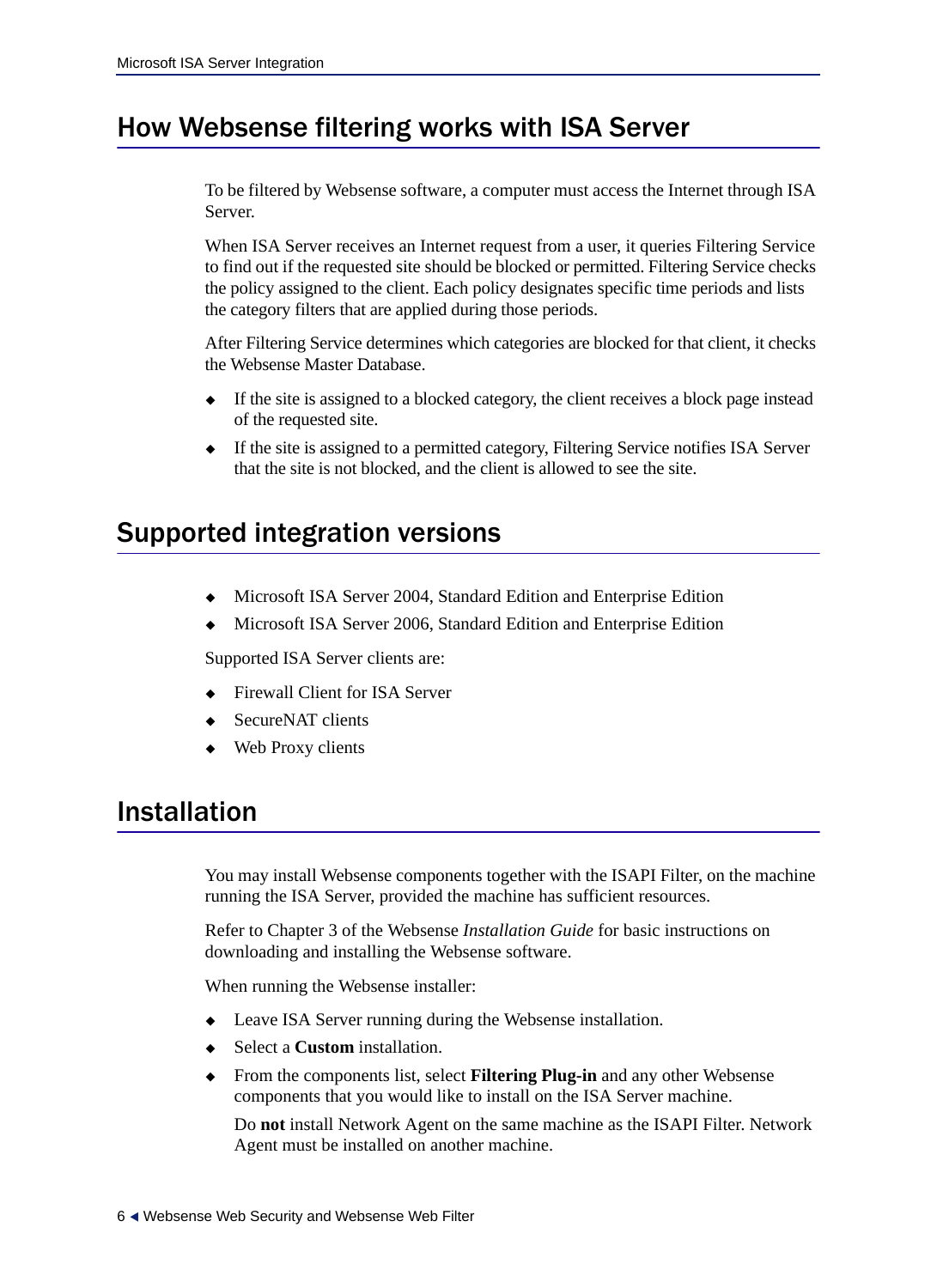## How Websense filtering works with ISA Server

To be filtered by Websense software, a computer must access the Internet through ISA Server.

When ISA Server receives an Internet request from a user, it queries Filtering Service to find out if the requested site should be blocked or permitted. Filtering Service checks the policy assigned to the client. Each policy designates specific time periods and lists the category filters that are applied during those periods.

After Filtering Service determines which categories are blocked for that client, it checks the Websense Master Database.

- If the site is assigned to a blocked category, the client receives a block page instead of the requested site.
- If the site is assigned to a permitted category, Filtering Service notifies ISA Server that the site is not blocked, and the client is allowed to see the site.

## Supported integration versions

- Microsoft ISA Server 2004, Standard Edition and Enterprise Edition
- Microsoft ISA Server 2006, Standard Edition and Enterprise Edition

Supported ISA Server clients are:

- Firewall Client for ISA Server
- SecureNAT clients
- Web Proxy clients

## Installation

You may install Websense components together with the ISAPI Filter, on the machine running the ISA Server, provided the machine has sufficient resources.

Refer to Chapter 3 of the Websense *Installation Guide* for basic instructions on downloading and installing the Websense software.

When running the Websense installer:

- Leave ISA Server running during the Websense installation.
- Select a **Custom** installation.
- From the components list, select **Filtering Plug-in** and any other Websense components that you would like to install on the ISA Server machine.

  Do **not** install Network Agent on the same machine as the ISAPI Filter. Network Agent must be installed on another machine.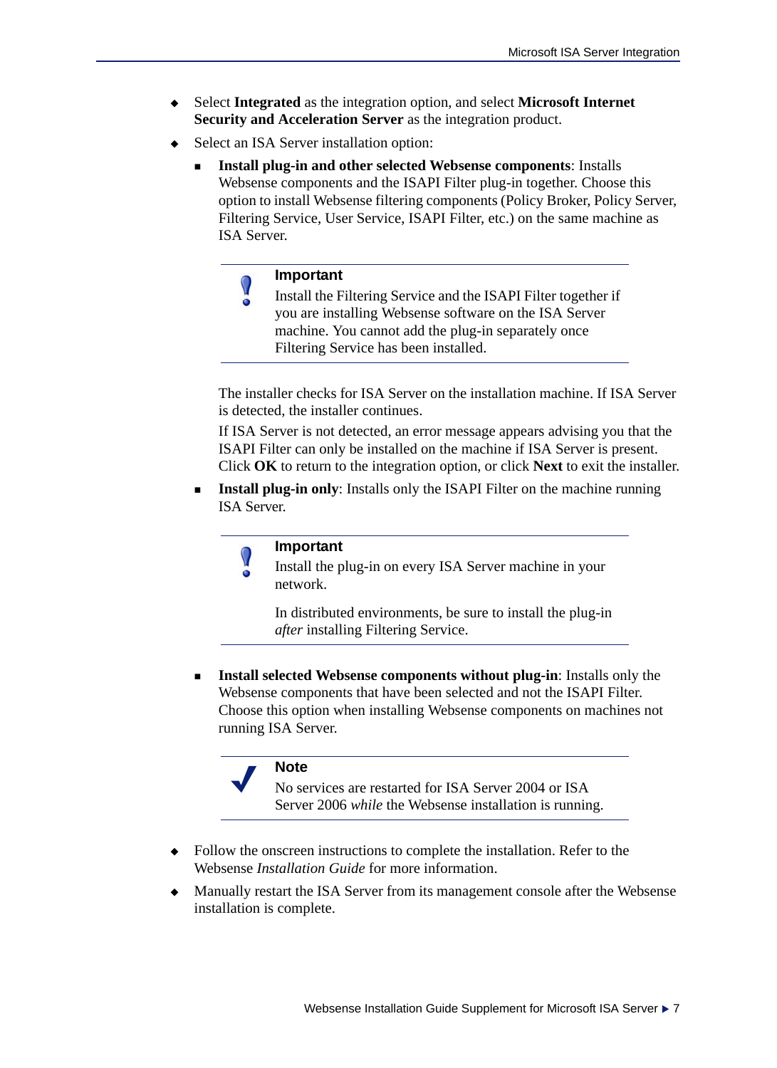- Select **Integrated** as the integration option, and select **Microsoft Internet Security and Acceleration Server** as the integration product.
- Select an ISA Server installation option:
  - **Install plug-in and other selected Websense components**: Installs Websense components and the ISAPI Filter plug-in together. Choose this option to install Websense filtering components (Policy Broker, Policy Server, Filtering Service, User Service, ISAPI Filter, etc.) on the same machine as ISA Server.

    > **Important**
    >
    > Install the Filtering Service and the ISAPI Filter together if you are installing Websense software on the ISA Server machine. You cannot add the plug-in separately once Filtering Service has been installed.

    The installer checks for ISA Server on the installation machine. If ISA Server is detected, the installer continues.

    If ISA Server is not detected, an error message appears advising you that the ISAPI Filter can only be installed on the machine if ISA Server is present. Click **OK** to return to the integration option, or click **Next** to exit the installer.

  - **Install plug-in only**: Installs only the ISAPI Filter on the machine running ISA Server.

    > **Important**
    >
    > Install the plug-in on every ISA Server machine in your network.
    >
    > In distributed environments, be sure to install the plug-in *after* installing Filtering Service.

  - **Install selected Websense components without plug-in**: Installs only the Websense components that have been selected and not the ISAPI Filter. Choose this option when installing Websense components on machines not running ISA Server.

    > **Note**
    >
    > No services are restarted for ISA Server 2004 or ISA Server 2006 *while* the Websense installation is running.

- Follow the onscreen instructions to complete the installation. Refer to the Websense *Installation Guide* for more information.
- Manually restart the ISA Server from its management console after the Websense installation is complete.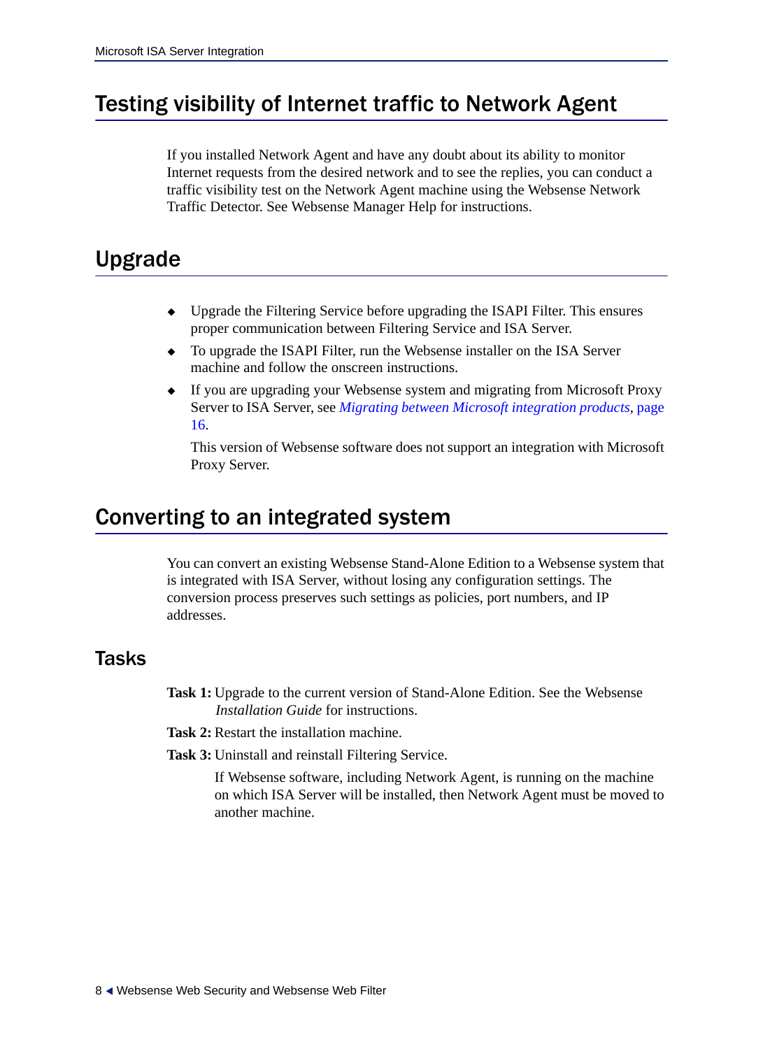## Testing visibility of Internet traffic to Network Agent

If you installed Network Agent and have any doubt about its ability to monitor Internet requests from the desired network and to see the replies, you can conduct a traffic visibility test on the Network Agent machine using the Websense Network Traffic Detector. See Websense Manager Help for instructions.

## Upgrade

- Upgrade the Filtering Service before upgrading the ISAPI Filter. This ensures proper communication between Filtering Service and ISA Server.
- To upgrade the ISAPI Filter, run the Websense installer on the ISA Server machine and follow the onscreen instructions.
- If you are upgrading your Websense system and migrating from Microsoft Proxy Server to ISA Server, see *Migrating between Microsoft integration products*, page 16.

  This version of Websense software does not support an integration with Microsoft Proxy Server.

## Converting to an integrated system

You can convert an existing Websense Stand-Alone Edition to a Websense system that is integrated with ISA Server, without losing any configuration settings. The conversion process preserves such settings as policies, port numbers, and IP addresses.

### Tasks

**Task 1:** Upgrade to the current version of Stand-Alone Edition. See the Websense *Installation Guide* for instructions.

**Task 2:** Restart the installation machine.

**Task 3:** Uninstall and reinstall Filtering Service.

If Websense software, including Network Agent, is running on the machine on which ISA Server will be installed, then Network Agent must be moved to another machine.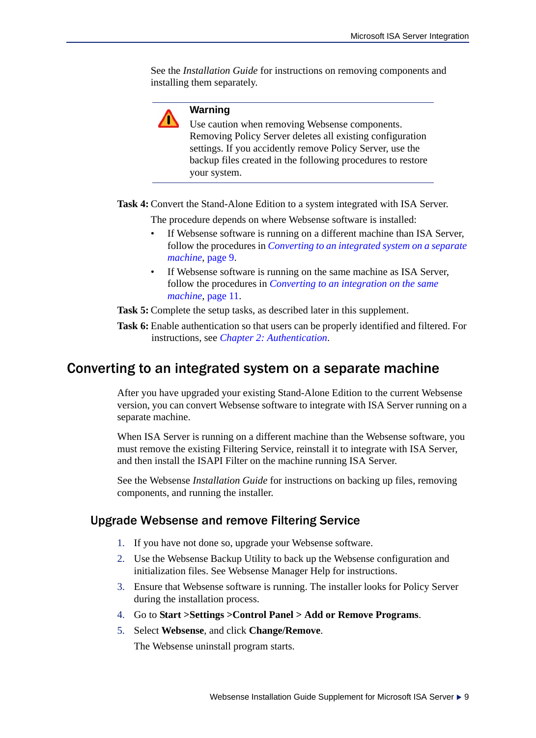See the *Installation Guide* for instructions on removing components and installing them separately.

> **Warning**
>
> Use caution when removing Websense components. Removing Policy Server deletes all existing configuration settings. If you accidently remove Policy Server, use the backup files created in the following procedures to restore your system.

**Task 4:** Convert the Stand-Alone Edition to a system integrated with ISA Server.

The procedure depends on where Websense software is installed:

- If Websense software is running on a different machine than ISA Server, follow the procedures in *Converting to an integrated system on a separate machine*, page 9.
- If Websense software is running on the same machine as ISA Server, follow the procedures in *Converting to an integration on the same machine*, page 11.

**Task 5:** Complete the setup tasks, as described later in this supplement.

**Task 6:** Enable authentication so that users can be properly identified and filtered. For instructions, see *Chapter 2: Authentication*.

## Converting to an integrated system on a separate machine

After you have upgraded your existing Stand-Alone Edition to the current Websense version, you can convert Websense software to integrate with ISA Server running on a separate machine.

When ISA Server is running on a different machine than the Websense software, you must remove the existing Filtering Service, reinstall it to integrate with ISA Server, and then install the ISAPI Filter on the machine running ISA Server.

See the Websense *Installation Guide* for instructions on backing up files, removing components, and running the installer.

### Upgrade Websense and remove Filtering Service

1. If you have not done so, upgrade your Websense software.
2. Use the Websense Backup Utility to back up the Websense configuration and initialization files. See Websense Manager Help for instructions.
3. Ensure that Websense software is running. The installer looks for Policy Server during the installation process.
4. Go to **Start >Settings >Control Panel > Add or Remove Programs**.
5. Select **Websense**, and click **Change/Remove**.

   The Websense uninstall program starts.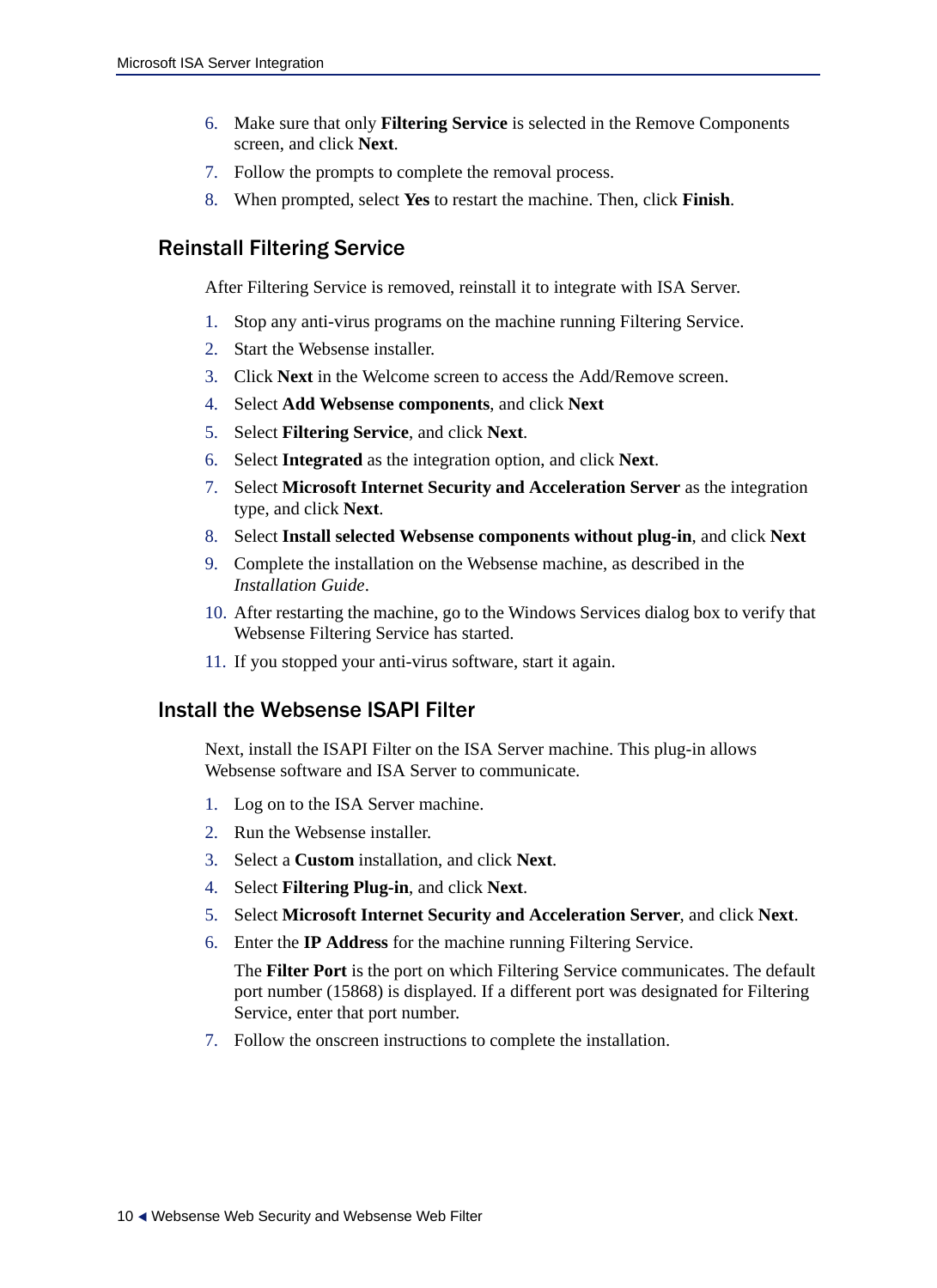6. Make sure that only **Filtering Service** is selected in the Remove Components screen, and click **Next**.
7. Follow the prompts to complete the removal process.
8. When prompted, select **Yes** to restart the machine. Then, click **Finish**.

## Reinstall Filtering Service

After Filtering Service is removed, reinstall it to integrate with ISA Server.

1. Stop any anti-virus programs on the machine running Filtering Service.
2. Start the Websense installer.
3. Click **Next** in the Welcome screen to access the Add/Remove screen.
4. Select **Add Websense components**, and click **Next**
5. Select **Filtering Service**, and click **Next**.
6. Select **Integrated** as the integration option, and click **Next**.
7. Select **Microsoft Internet Security and Acceleration Server** as the integration type, and click **Next**.
8. Select **Install selected Websense components without plug-in**, and click **Next**
9. Complete the installation on the Websense machine, as described in the *Installation Guide*.
10. After restarting the machine, go to the Windows Services dialog box to verify that Websense Filtering Service has started.
11. If you stopped your anti-virus software, start it again.

## Install the Websense ISAPI Filter

Next, install the ISAPI Filter on the ISA Server machine. This plug-in allows Websense software and ISA Server to communicate.

1. Log on to the ISA Server machine.
2. Run the Websense installer.
3. Select a **Custom** installation, and click **Next**.
4. Select **Filtering Plug-in**, and click **Next**.
5. Select **Microsoft Internet Security and Acceleration Server**, and click **Next**.
6. Enter the **IP Address** for the machine running Filtering Service.

   The **Filter Port** is the port on which Filtering Service communicates. The default port number (15868) is displayed. If a different port was designated for Filtering Service, enter that port number.

7. Follow the onscreen instructions to complete the installation.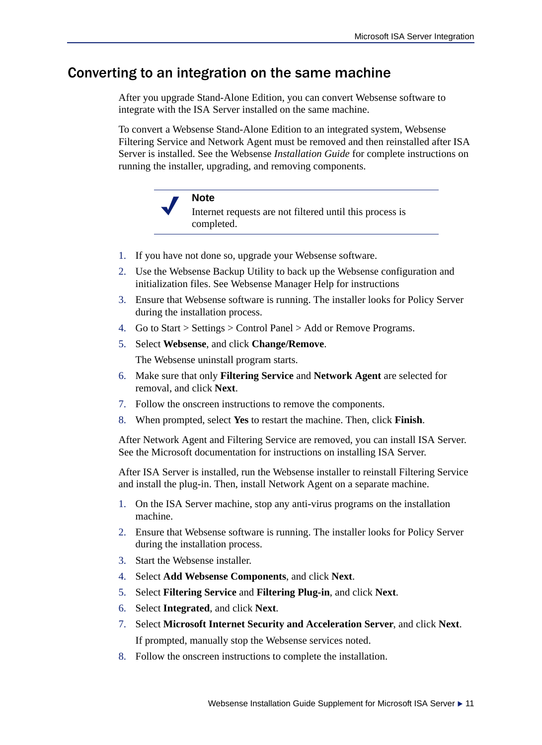## Converting to an integration on the same machine

After you upgrade Stand-Alone Edition, you can convert Websense software to integrate with the ISA Server installed on the same machine.

To convert a Websense Stand-Alone Edition to an integrated system, Websense Filtering Service and Network Agent must be removed and then reinstalled after ISA Server is installed. See the Websense *Installation Guide* for complete instructions on running the installer, upgrading, and removing components.

> **Note**
> Internet requests are not filtered until this process is completed.

1. If you have not done so, upgrade your Websense software.
2. Use the Websense Backup Utility to back up the Websense configuration and initialization files. See Websense Manager Help for instructions
3. Ensure that Websense software is running. The installer looks for Policy Server during the installation process.
4. Go to Start > Settings > Control Panel > Add or Remove Programs.
5. Select **Websense**, and click **Change/Remove**.

   The Websense uninstall program starts.
6. Make sure that only **Filtering Service** and **Network Agent** are selected for removal, and click **Next**.
7. Follow the onscreen instructions to remove the components.
8. When prompted, select **Yes** to restart the machine. Then, click **Finish**.

After Network Agent and Filtering Service are removed, you can install ISA Server. See the Microsoft documentation for instructions on installing ISA Server.

After ISA Server is installed, run the Websense installer to reinstall Filtering Service and install the plug-in. Then, install Network Agent on a separate machine.

1. On the ISA Server machine, stop any anti-virus programs on the installation machine.
2. Ensure that Websense software is running. The installer looks for Policy Server during the installation process.
3. Start the Websense installer.
4. Select **Add Websense Components**, and click **Next**.
5. Select **Filtering Service** and **Filtering Plug-in**, and click **Next**.
6. Select **Integrated**, and click **Next**.
7. Select **Microsoft Internet Security and Acceleration Server**, and click **Next**.

   If prompted, manually stop the Websense services noted.
8. Follow the onscreen instructions to complete the installation.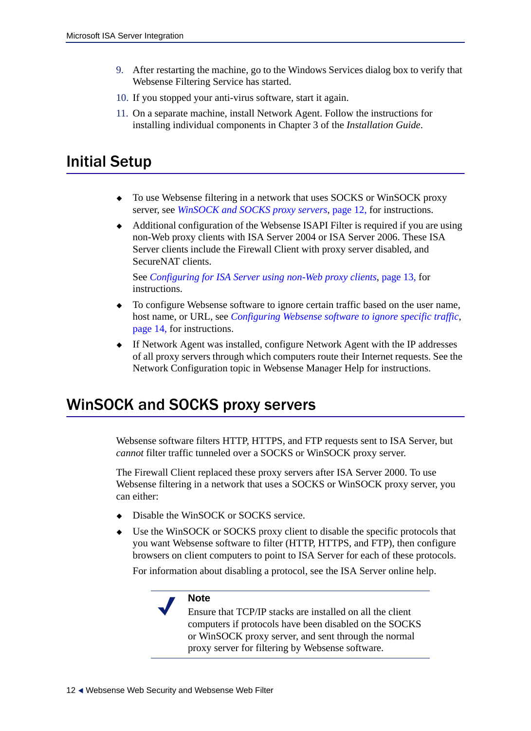9. After restarting the machine, go to the Windows Services dialog box to verify that Websense Filtering Service has started.
10. If you stopped your anti-virus software, start it again.
11. On a separate machine, install Network Agent. Follow the instructions for installing individual components in Chapter 3 of the *Installation Guide*.

## Initial Setup

- To use Websense filtering in a network that uses SOCKS or WinSOCK proxy server, see *WinSOCK and SOCKS proxy servers*, page 12, for instructions.
- Additional configuration of the Websense ISAPI Filter is required if you are using non-Web proxy clients with ISA Server 2004 or ISA Server 2006. These ISA Server clients include the Firewall Client with proxy server disabled, and SecureNAT clients.

  See *Configuring for ISA Server using non-Web proxy clients*, page 13, for instructions.
- To configure Websense software to ignore certain traffic based on the user name, host name, or URL, see *Configuring Websense software to ignore specific traffic*, page 14, for instructions.
- If Network Agent was installed, configure Network Agent with the IP addresses of all proxy servers through which computers route their Internet requests. See the Network Configuration topic in Websense Manager Help for instructions.

## WinSOCK and SOCKS proxy servers

Websense software filters HTTP, HTTPS, and FTP requests sent to ISA Server, but *cannot* filter traffic tunneled over a SOCKS or WinSOCK proxy server.

The Firewall Client replaced these proxy servers after ISA Server 2000. To use Websense filtering in a network that uses a SOCKS or WinSOCK proxy server, you can either:

- Disable the WinSOCK or SOCKS service.
- Use the WinSOCK or SOCKS proxy client to disable the specific protocols that you want Websense software to filter (HTTP, HTTPS, and FTP), then configure browsers on client computers to point to ISA Server for each of these protocols.

  For information about disabling a protocol, see the ISA Server online help.

> **Note**
> Ensure that TCP/IP stacks are installed on all the client computers if protocols have been disabled on the SOCKS or WinSOCK proxy server, and sent through the normal proxy server for filtering by Websense software.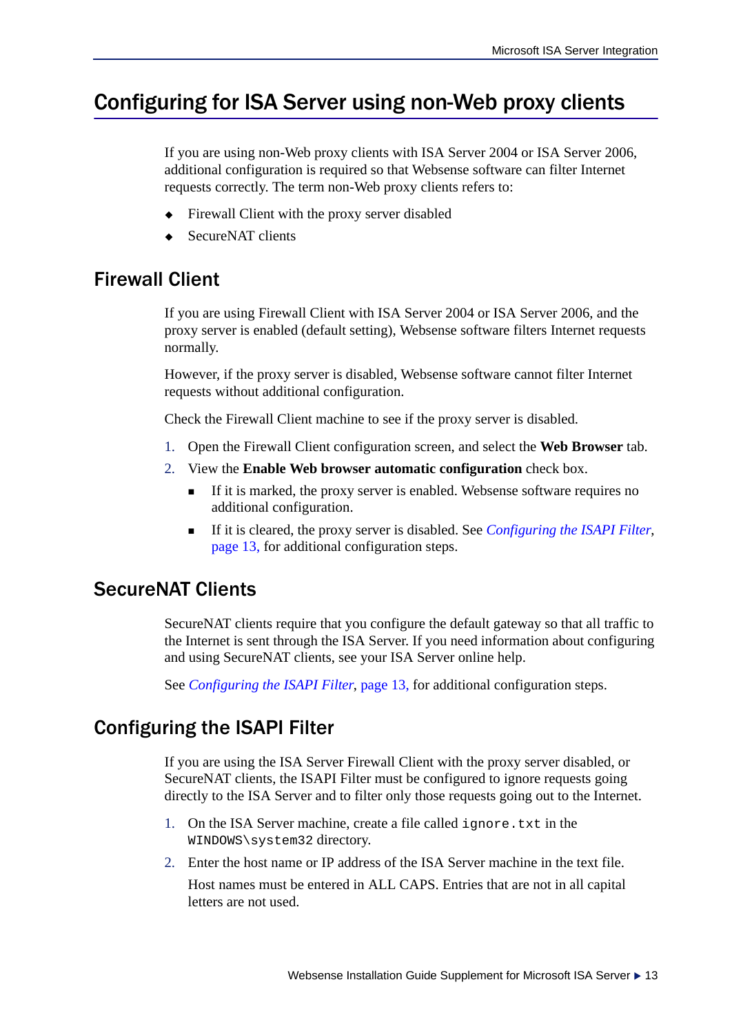# Configuring for ISA Server using non-Web proxy clients

If you are using non-Web proxy clients with ISA Server 2004 or ISA Server 2006, additional configuration is required so that Websense software can filter Internet requests correctly. The term non-Web proxy clients refers to:

- Firewall Client with the proxy server disabled
- SecureNAT clients

## Firewall Client

If you are using Firewall Client with ISA Server 2004 or ISA Server 2006, and the proxy server is enabled (default setting), Websense software filters Internet requests normally.

However, if the proxy server is disabled, Websense software cannot filter Internet requests without additional configuration.

Check the Firewall Client machine to see if the proxy server is disabled.

1. Open the Firewall Client configuration screen, and select the **Web Browser** tab.
2. View the **Enable Web browser automatic configuration** check box.
   - If it is marked, the proxy server is enabled. Websense software requires no additional configuration.
   - If it is cleared, the proxy server is disabled. See *Configuring the ISAPI Filter*, page 13, for additional configuration steps.

## SecureNAT Clients

SecureNAT clients require that you configure the default gateway so that all traffic to the Internet is sent through the ISA Server. If you need information about configuring and using SecureNAT clients, see your ISA Server online help.

See *Configuring the ISAPI Filter*, page 13, for additional configuration steps.

## Configuring the ISAPI Filter

If you are using the ISA Server Firewall Client with the proxy server disabled, or SecureNAT clients, the ISAPI Filter must be configured to ignore requests going directly to the ISA Server and to filter only those requests going out to the Internet.

1. On the ISA Server machine, create a file called `ignore.txt` in the `WINDOWS\system32` directory.
2. Enter the host name or IP address of the ISA Server machine in the text file.

   Host names must be entered in ALL CAPS. Entries that are not in all capital letters are not used.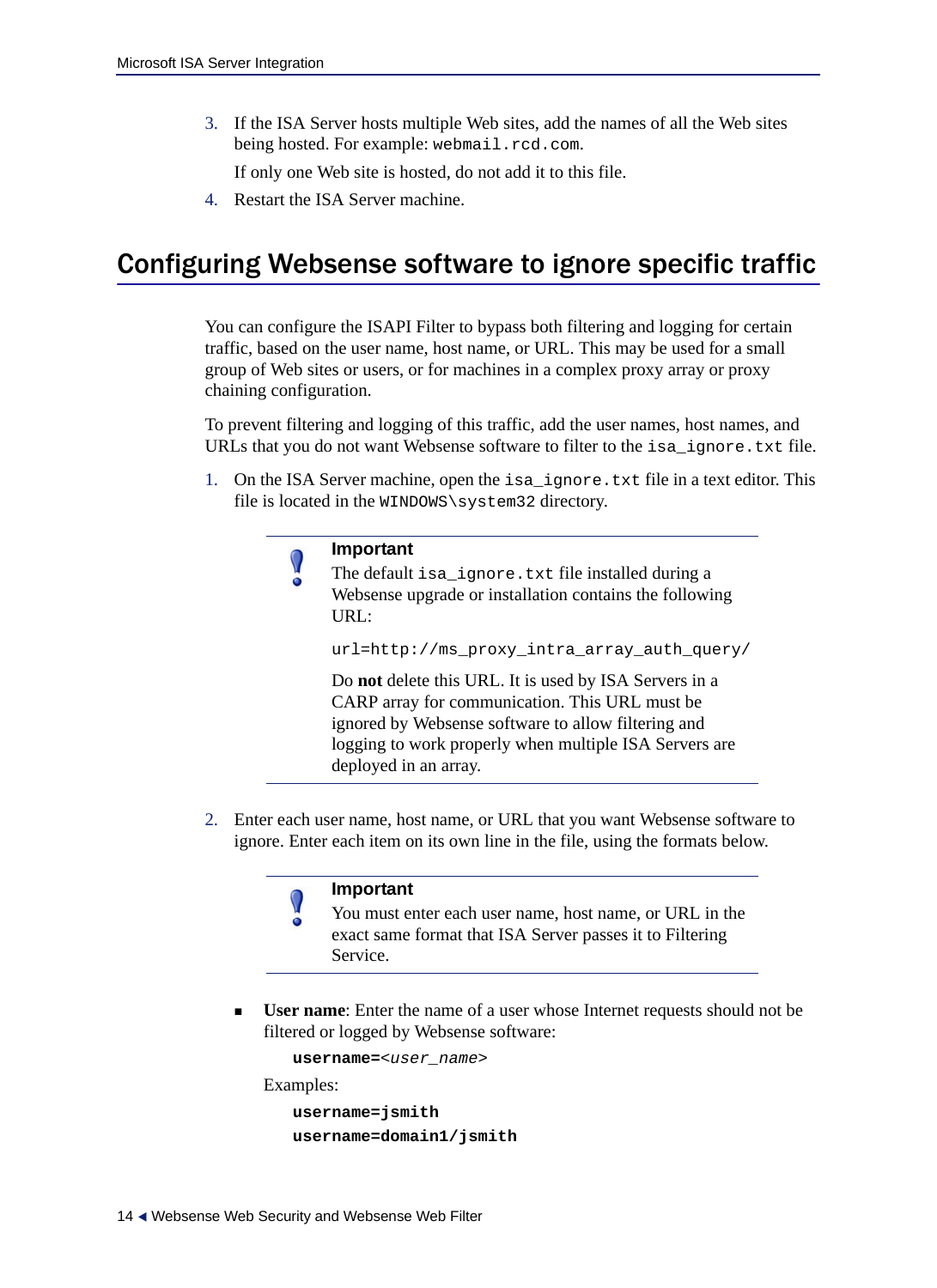3. If the ISA Server hosts multiple Web sites, add the names of all the Web sites being hosted. For example: `webmail.rcd.com`.

   If only one Web site is hosted, do not add it to this file.

4. Restart the ISA Server machine.

## Configuring Websense software to ignore specific traffic

You can configure the ISAPI Filter to bypass both filtering and logging for certain traffic, based on the user name, host name, or URL. This may be used for a small group of Web sites or users, or for machines in a complex proxy array or proxy chaining configuration.

To prevent filtering and logging of this traffic, add the user names, host names, and URLs that you do not want Websense software to filter to the `isa_ignore.txt` file.

1. On the ISA Server machine, open the `isa_ignore.txt` file in a text editor. This file is located in the `WINDOWS\system32` directory.

   > **Important**
   >
   > The default `isa_ignore.txt` file installed during a Websense upgrade or installation contains the following URL:
   >
   > `url=http://ms_proxy_intra_array_auth_query/`
   >
   > Do **not** delete this URL. It is used by ISA Servers in a CARP array for communication. This URL must be ignored by Websense software to allow filtering and logging to work properly when multiple ISA Servers are deployed in an array.

2. Enter each user name, host name, or URL that you want Websense software to ignore. Enter each item on its own line in the file, using the formats below.

   > **Important**
   >
   > You must enter each user name, host name, or URL in the exact same format that ISA Server passes it to Filtering Service.

   - **User name**: Enter the name of a user whose Internet requests should not be filtered or logged by Websense software:

     **`username=`***`<user_name>`*

     Examples:

     **`username=jsmith`**

     **`username=domain1/jsmith`**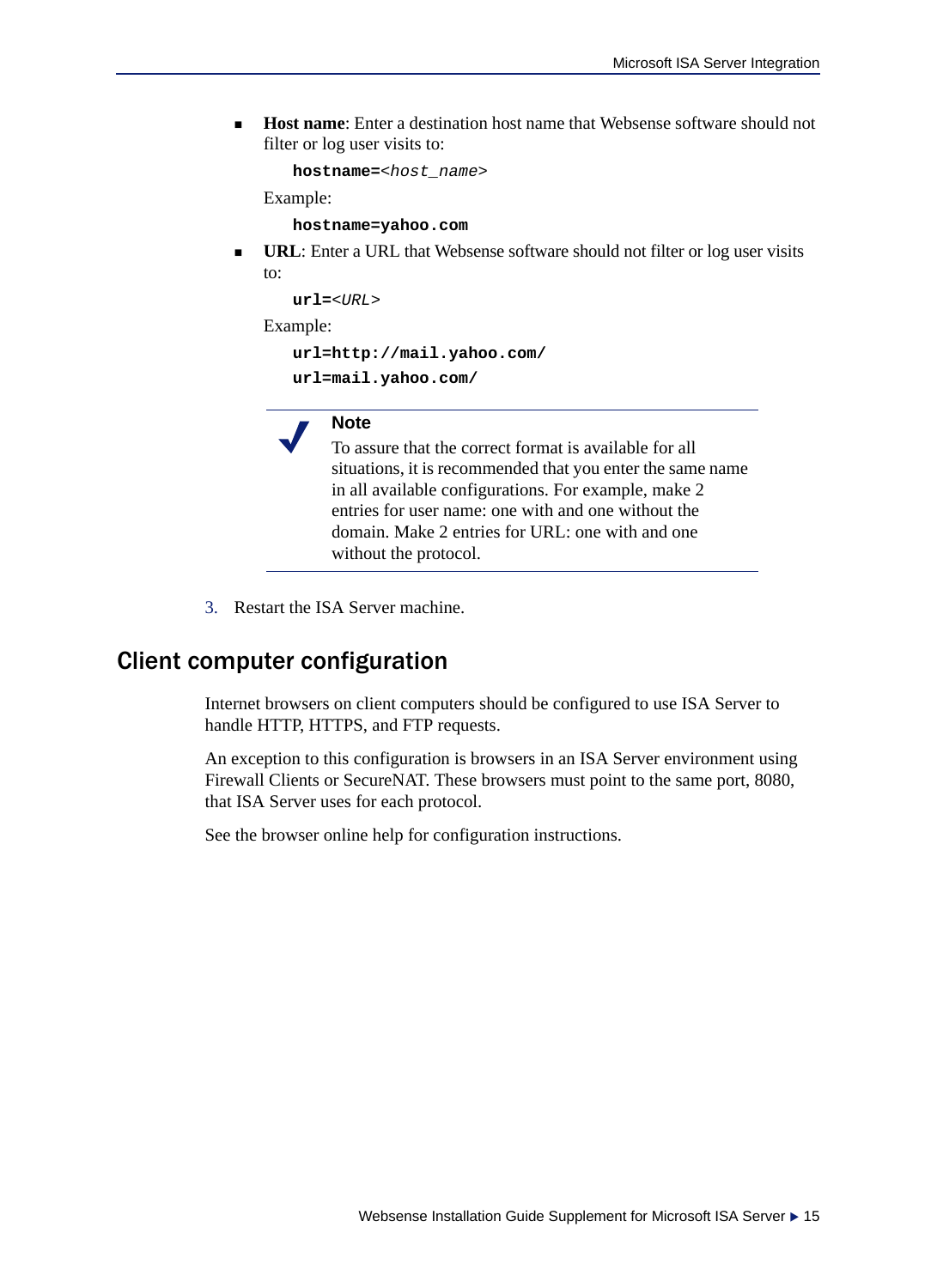- **Host name**: Enter a destination host name that Websense software should not filter or log user visits to:

  ```
  hostname=<host_name>
  ```

  Example:

  ```
  hostname=yahoo.com
  ```

- **URL**: Enter a URL that Websense software should not filter or log user visits to:

  ```
  url=<URL>
  ```

  Example:

  ```
  url=http://mail.yahoo.com/
  url=mail.yahoo.com/
  ```

> **Note**
> To assure that the correct format is available for all situations, it is recommended that you enter the same name in all available configurations. For example, make 2 entries for user name: one with and one without the domain. Make 2 entries for URL: one with and one without the protocol.

3. Restart the ISA Server machine.

## Client computer configuration

Internet browsers on client computers should be configured to use ISA Server to handle HTTP, HTTPS, and FTP requests.

An exception to this configuration is browsers in an ISA Server environment using Firewall Clients or SecureNAT. These browsers must point to the same port, 8080, that ISA Server uses for each protocol.

See the browser online help for configuration instructions.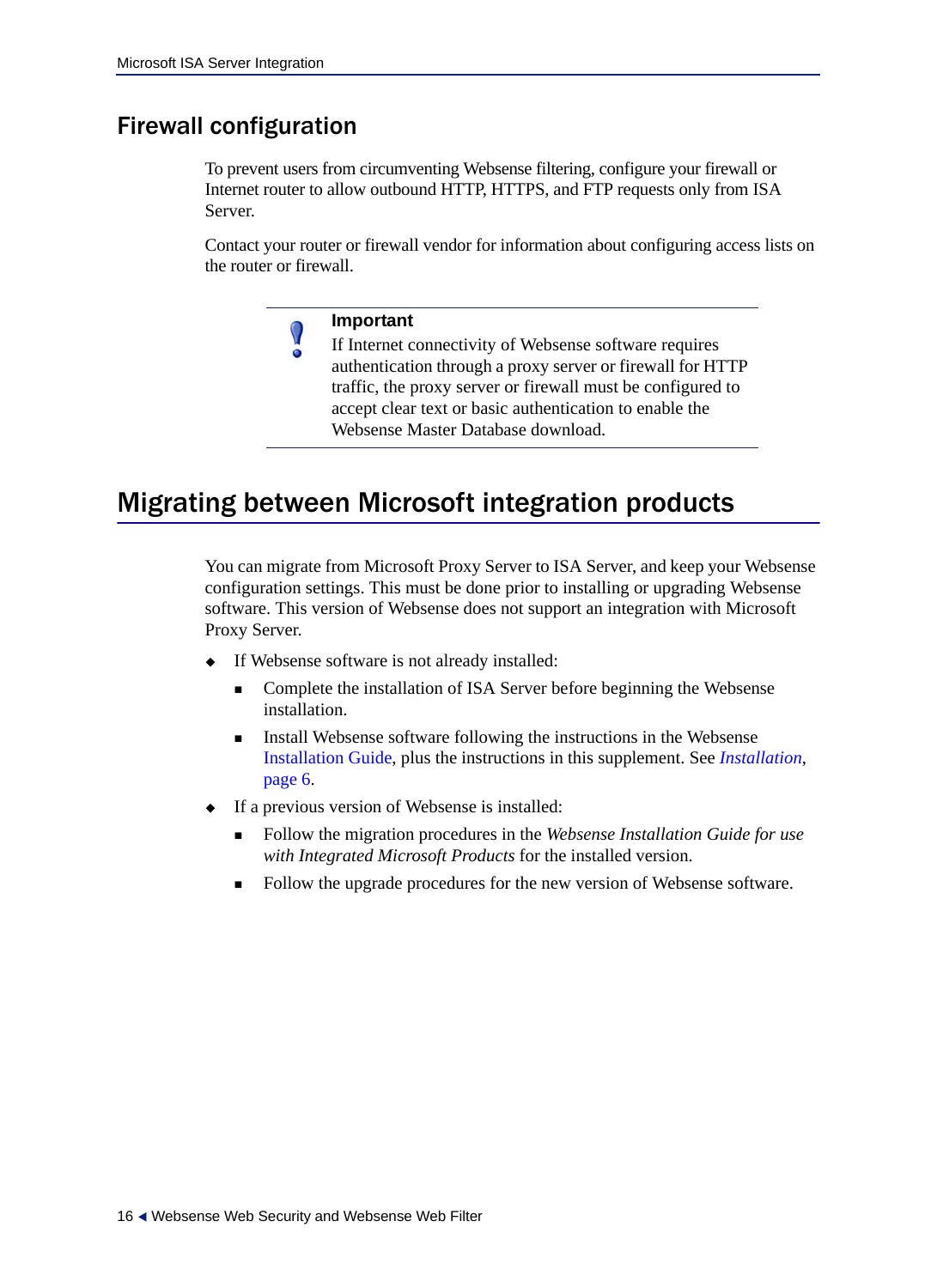## Firewall configuration

To prevent users from circumventing Websense filtering, configure your firewall or Internet router to allow outbound HTTP, HTTPS, and FTP requests only from ISA Server.

Contact your router or firewall vendor for information about configuring access lists on the router or firewall.

> **Important**
> If Internet connectivity of Websense software requires authentication through a proxy server or firewall for HTTP traffic, the proxy server or firewall must be configured to accept clear text or basic authentication to enable the Websense Master Database download.

# Migrating between Microsoft integration products

You can migrate from Microsoft Proxy Server to ISA Server, and keep your Websense configuration settings. This must be done prior to installing or upgrading Websense software. This version of Websense does not support an integration with Microsoft Proxy Server.

- If Websense software is not already installed:
  - Complete the installation of ISA Server before beginning the Websense installation.
  - Install Websense software following the instructions in the Websense Installation Guide, plus the instructions in this supplement. See *Installation*, page 6.
- If a previous version of Websense is installed:
  - Follow the migration procedures in the *Websense Installation Guide for use with Integrated Microsoft Products* for the installed version.
  - Follow the upgrade procedures for the new version of Websense software.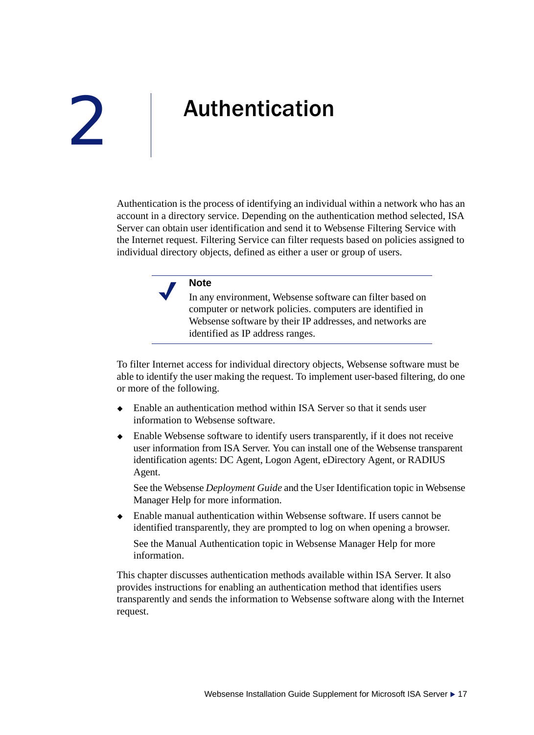# 2 Authentication

Authentication is the process of identifying an individual within a network who has an account in a directory service. Depending on the authentication method selected, ISA Server can obtain user identification and send it to Websense Filtering Service with the Internet request. Filtering Service can filter requests based on policies assigned to individual directory objects, defined as either a user or group of users.

> **Note**
>
> In any environment, Websense software can filter based on computer or network policies. computers are identified in Websense software by their IP addresses, and networks are identified as IP address ranges.

To filter Internet access for individual directory objects, Websense software must be able to identify the user making the request. To implement user-based filtering, do one or more of the following.

- Enable an authentication method within ISA Server so that it sends user information to Websense software.
- Enable Websense software to identify users transparently, if it does not receive user information from ISA Server. You can install one of the Websense transparent identification agents: DC Agent, Logon Agent, eDirectory Agent, or RADIUS Agent.

  See the Websense *Deployment Guide* and the User Identification topic in Websense Manager Help for more information.
- Enable manual authentication within Websense software. If users cannot be identified transparently, they are prompted to log on when opening a browser.

  See the Manual Authentication topic in Websense Manager Help for more information.

This chapter discusses authentication methods available within ISA Server. It also provides instructions for enabling an authentication method that identifies users transparently and sends the information to Websense software along with the Internet request.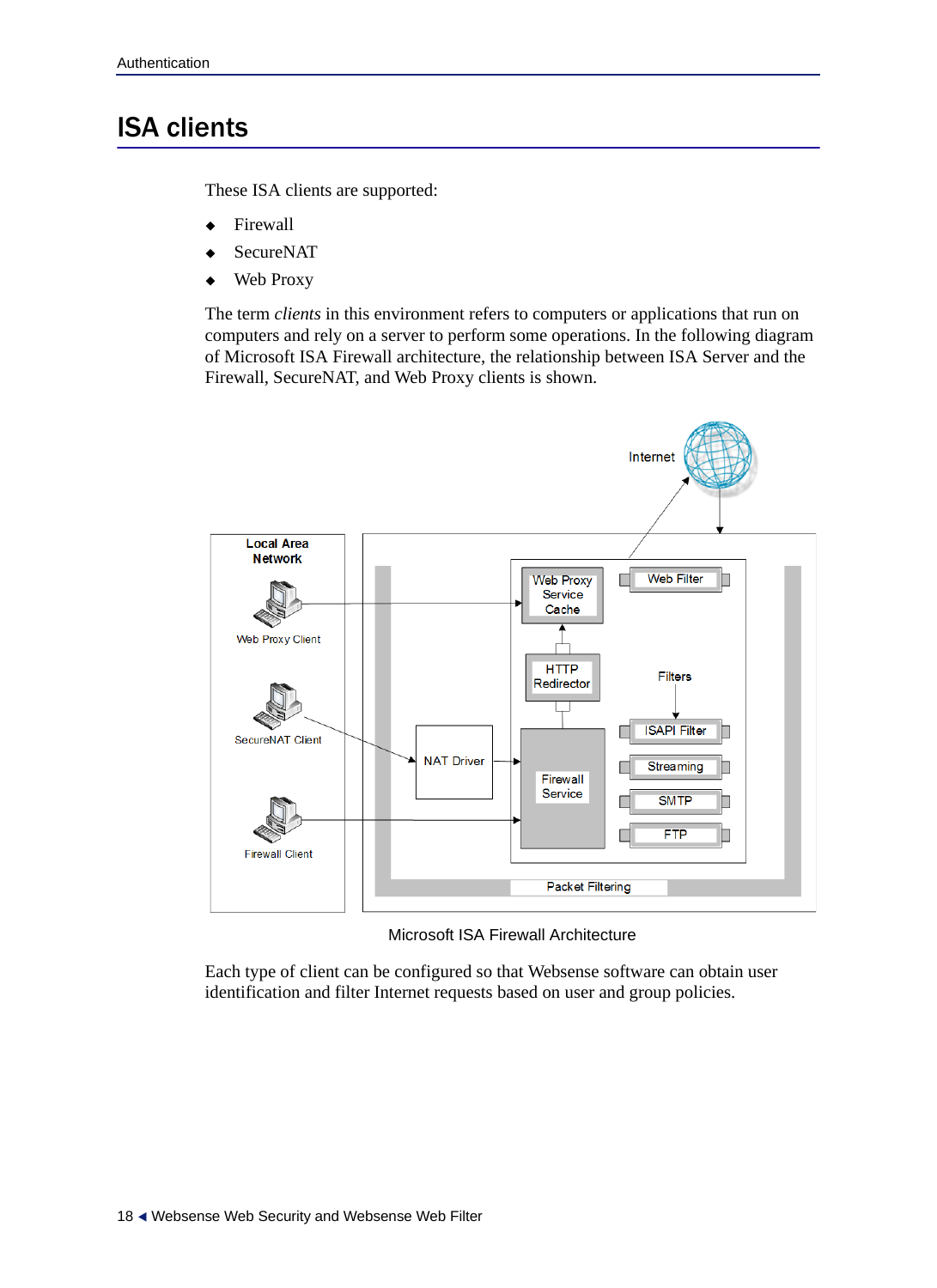# ISA clients

These ISA clients are supported:

- Firewall
- SecureNAT
- Web Proxy

The term *clients* in this environment refers to computers or applications that run on computers and rely on a server to perform some operations. In the following diagram of Microsoft ISA Firewall architecture, the relationship between ISA Server and the Firewall, SecureNAT, and Web Proxy clients is shown.

Microsoft ISA Firewall Architecture

Each type of client can be configured so that Websense software can obtain user identification and filter Internet requests based on user and group policies.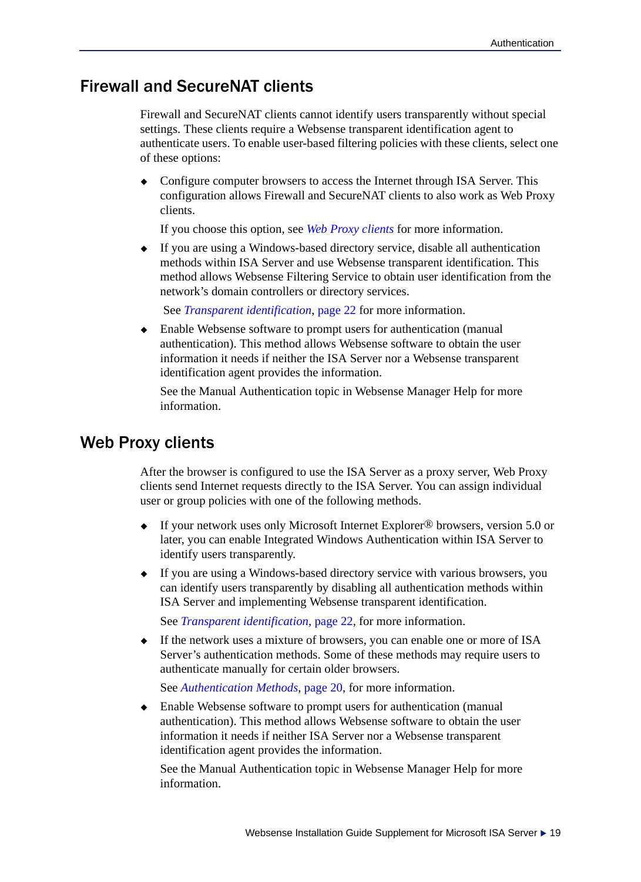## Firewall and SecureNAT clients

Firewall and SecureNAT clients cannot identify users transparently without special settings. These clients require a Websense transparent identification agent to authenticate users. To enable user-based filtering policies with these clients, select one of these options:

- Configure computer browsers to access the Internet through ISA Server. This configuration allows Firewall and SecureNAT clients to also work as Web Proxy clients.

  If you choose this option, see *Web Proxy clients* for more information.

- If you are using a Windows-based directory service, disable all authentication methods within ISA Server and use Websense transparent identification. This method allows Websense Filtering Service to obtain user identification from the network's domain controllers or directory services.

  See *Transparent identification*, page 22 for more information.

- Enable Websense software to prompt users for authentication (manual authentication). This method allows Websense software to obtain the user information it needs if neither the ISA Server nor a Websense transparent identification agent provides the information.

  See the Manual Authentication topic in Websense Manager Help for more information.

## Web Proxy clients

After the browser is configured to use the ISA Server as a proxy server, Web Proxy clients send Internet requests directly to the ISA Server. You can assign individual user or group policies with one of the following methods.

- If your network uses only Microsoft Internet Explorer® browsers, version 5.0 or later, you can enable Integrated Windows Authentication within ISA Server to identify users transparently.

- If you are using a Windows-based directory service with various browsers, you can identify users transparently by disabling all authentication methods within ISA Server and implementing Websense transparent identification.

  See *Transparent identification*, page 22, for more information.

- If the network uses a mixture of browsers, you can enable one or more of ISA Server's authentication methods. Some of these methods may require users to authenticate manually for certain older browsers.

  See *Authentication Methods*, page 20, for more information.

- Enable Websense software to prompt users for authentication (manual authentication). This method allows Websense software to obtain the user information it needs if neither ISA Server nor a Websense transparent identification agent provides the information.

  See the Manual Authentication topic in Websense Manager Help for more information.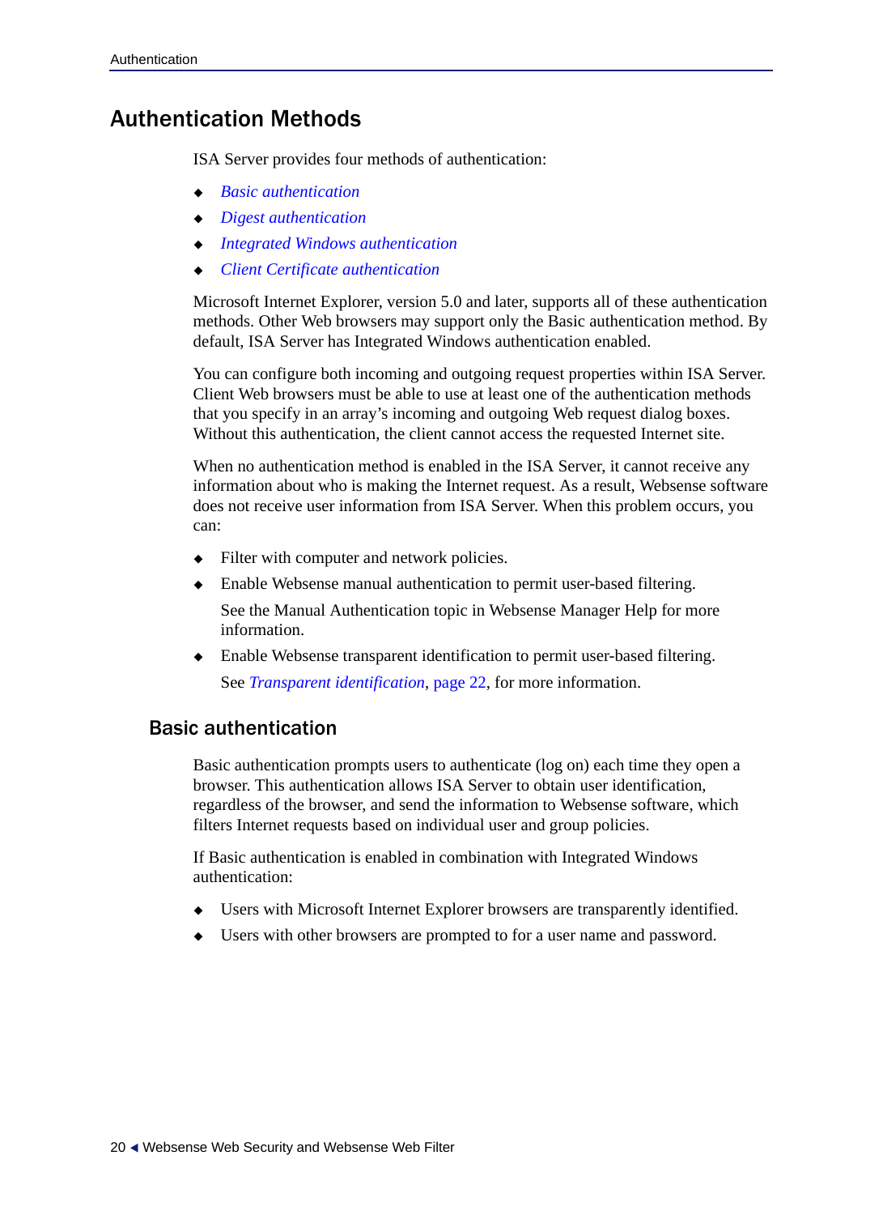# Authentication Methods

ISA Server provides four methods of authentication:

- *Basic authentication*
- *Digest authentication*
- *Integrated Windows authentication*
- *Client Certificate authentication*

Microsoft Internet Explorer, version 5.0 and later, supports all of these authentication methods. Other Web browsers may support only the Basic authentication method. By default, ISA Server has Integrated Windows authentication enabled.

You can configure both incoming and outgoing request properties within ISA Server. Client Web browsers must be able to use at least one of the authentication methods that you specify in an array's incoming and outgoing Web request dialog boxes. Without this authentication, the client cannot access the requested Internet site.

When no authentication method is enabled in the ISA Server, it cannot receive any information about who is making the Internet request. As a result, Websense software does not receive user information from ISA Server. When this problem occurs, you can:

- Filter with computer and network policies.
- Enable Websense manual authentication to permit user-based filtering.

  See the Manual Authentication topic in Websense Manager Help for more information.
- Enable Websense transparent identification to permit user-based filtering.

  See *Transparent identification*, page 22, for more information.

## Basic authentication

Basic authentication prompts users to authenticate (log on) each time they open a browser. This authentication allows ISA Server to obtain user identification, regardless of the browser, and send the information to Websense software, which filters Internet requests based on individual user and group policies.

If Basic authentication is enabled in combination with Integrated Windows authentication:

- Users with Microsoft Internet Explorer browsers are transparently identified.
- Users with other browsers are prompted to for a user name and password.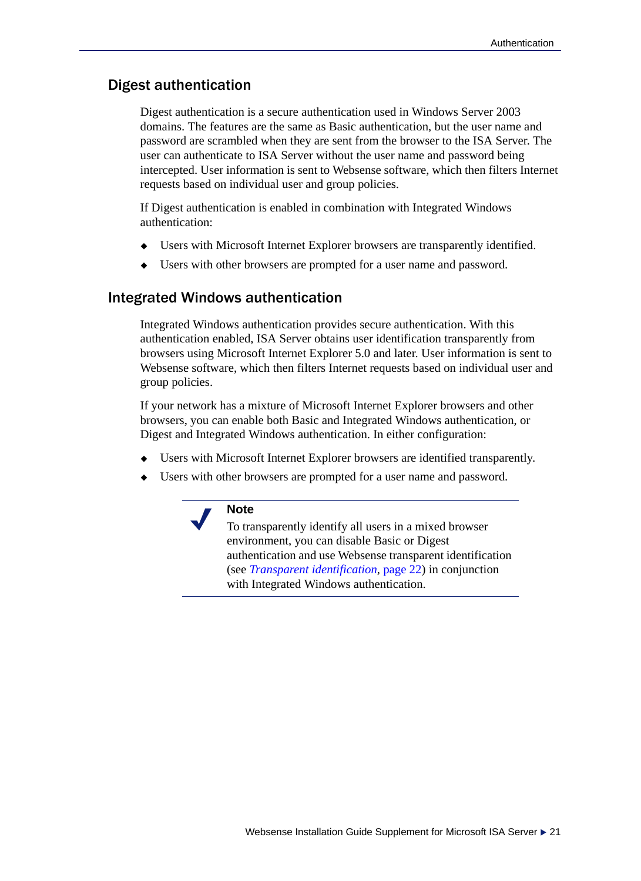## Digest authentication

Digest authentication is a secure authentication used in Windows Server 2003 domains. The features are the same as Basic authentication, but the user name and password are scrambled when they are sent from the browser to the ISA Server. The user can authenticate to ISA Server without the user name and password being intercepted. User information is sent to Websense software, which then filters Internet requests based on individual user and group policies.

If Digest authentication is enabled in combination with Integrated Windows authentication:

- Users with Microsoft Internet Explorer browsers are transparently identified.
- Users with other browsers are prompted for a user name and password.

## Integrated Windows authentication

Integrated Windows authentication provides secure authentication. With this authentication enabled, ISA Server obtains user identification transparently from browsers using Microsoft Internet Explorer 5.0 and later. User information is sent to Websense software, which then filters Internet requests based on individual user and group policies.

If your network has a mixture of Microsoft Internet Explorer browsers and other browsers, you can enable both Basic and Integrated Windows authentication, or Digest and Integrated Windows authentication. In either configuration:

- Users with Microsoft Internet Explorer browsers are identified transparently.
- Users with other browsers are prompted for a user name and password.

> **Note**
> To transparently identify all users in a mixed browser environment, you can disable Basic or Digest authentication and use Websense transparent identification (see *Transparent identification*, page 22) in conjunction with Integrated Windows authentication.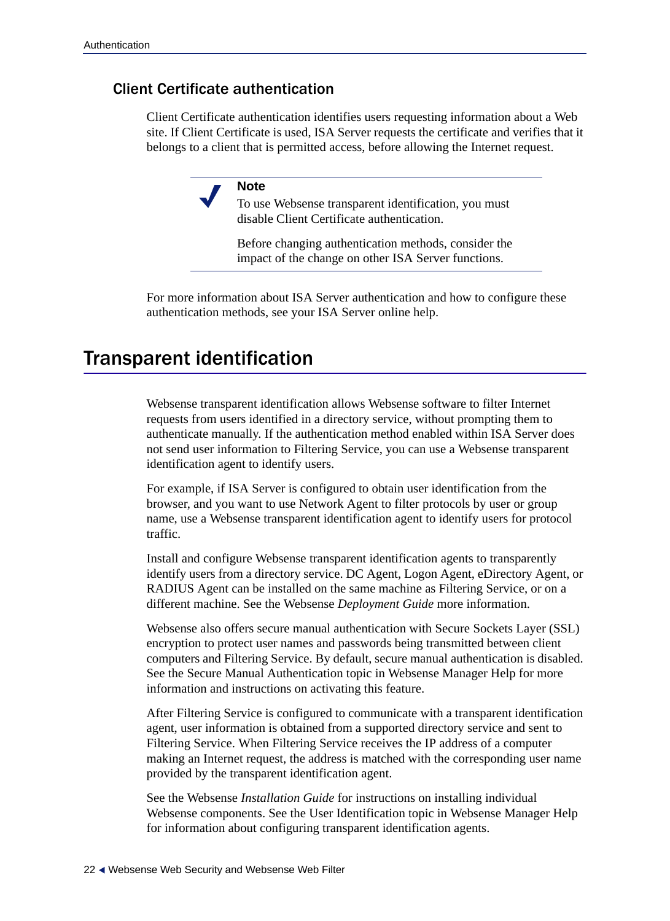### Client Certificate authentication

Client Certificate authentication identifies users requesting information about a Web site. If Client Certificate is used, ISA Server requests the certificate and verifies that it belongs to a client that is permitted access, before allowing the Internet request.

> **Note**
>
> To use Websense transparent identification, you must disable Client Certificate authentication.
>
> Before changing authentication methods, consider the impact of the change on other ISA Server functions.

For more information about ISA Server authentication and how to configure these authentication methods, see your ISA Server online help.

## Transparent identification

Websense transparent identification allows Websense software to filter Internet requests from users identified in a directory service, without prompting them to authenticate manually. If the authentication method enabled within ISA Server does not send user information to Filtering Service, you can use a Websense transparent identification agent to identify users.

For example, if ISA Server is configured to obtain user identification from the browser, and you want to use Network Agent to filter protocols by user or group name, use a Websense transparent identification agent to identify users for protocol traffic.

Install and configure Websense transparent identification agents to transparently identify users from a directory service. DC Agent, Logon Agent, eDirectory Agent, or RADIUS Agent can be installed on the same machine as Filtering Service, or on a different machine. See the Websense *Deployment Guide* more information.

Websense also offers secure manual authentication with Secure Sockets Layer (SSL) encryption to protect user names and passwords being transmitted between client computers and Filtering Service. By default, secure manual authentication is disabled. See the Secure Manual Authentication topic in Websense Manager Help for more information and instructions on activating this feature.

After Filtering Service is configured to communicate with a transparent identification agent, user information is obtained from a supported directory service and sent to Filtering Service. When Filtering Service receives the IP address of a computer making an Internet request, the address is matched with the corresponding user name provided by the transparent identification agent.

See the Websense *Installation Guide* for instructions on installing individual Websense components. See the User Identification topic in Websense Manager Help for information about configuring transparent identification agents.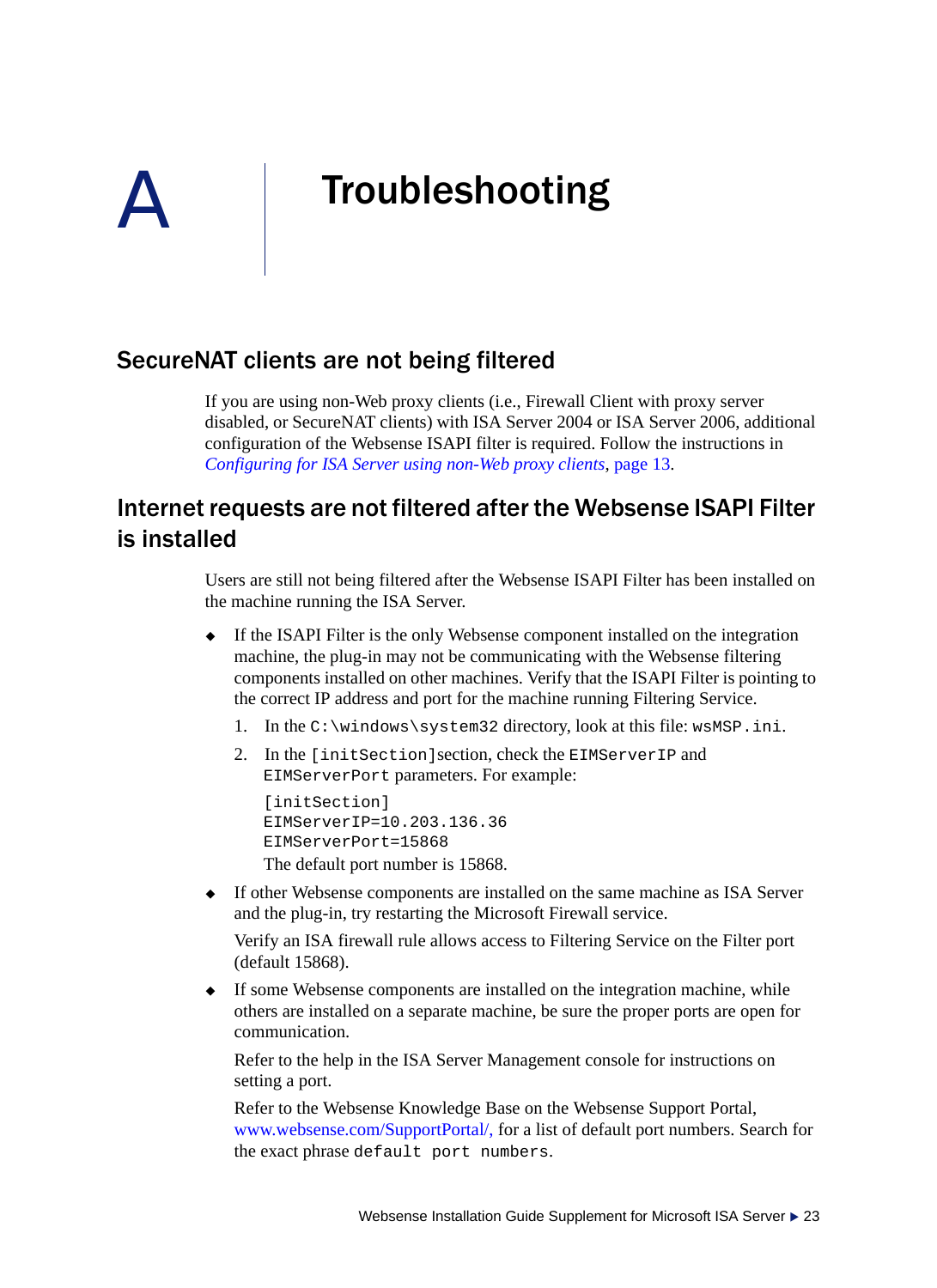# A Troubleshooting

## SecureNAT clients are not being filtered

If you are using non-Web proxy clients (i.e., Firewall Client with proxy server disabled, or SecureNAT clients) with ISA Server 2004 or ISA Server 2006, additional configuration of the Websense ISAPI filter is required. Follow the instructions in *Configuring for ISA Server using non-Web proxy clients*, page 13.

## Internet requests are not filtered after the Websense ISAPI Filter is installed

Users are still not being filtered after the Websense ISAPI Filter has been installed on the machine running the ISA Server.

- If the ISAPI Filter is the only Websense component installed on the integration machine, the plug-in may not be communicating with the Websense filtering components installed on other machines. Verify that the ISAPI Filter is pointing to the correct IP address and port for the machine running Filtering Service.
  1. In the `C:\windows\system32` directory, look at this file: `wsMSP.ini`.
  2. In the `[initSection]` section, check the `EIMServerIP` and `EIMServerPort` parameters. For example:

     ```
     [initSection]
     EIMServerIP=10.203.136.36
     EIMServerPort=15868
     ```

     The default port number is 15868.
- If other Websense components are installed on the same machine as ISA Server and the plug-in, try restarting the Microsoft Firewall service.

  Verify an ISA firewall rule allows access to Filtering Service on the Filter port (default 15868).
- If some Websense components are installed on the integration machine, while others are installed on a separate machine, be sure the proper ports are open for communication.

  Refer to the help in the ISA Server Management console for instructions on setting a port.

  Refer to the Websense Knowledge Base on the Websense Support Portal, www.websense.com/SupportPortal/, for a list of default port numbers. Search for the exact phrase `default port numbers`.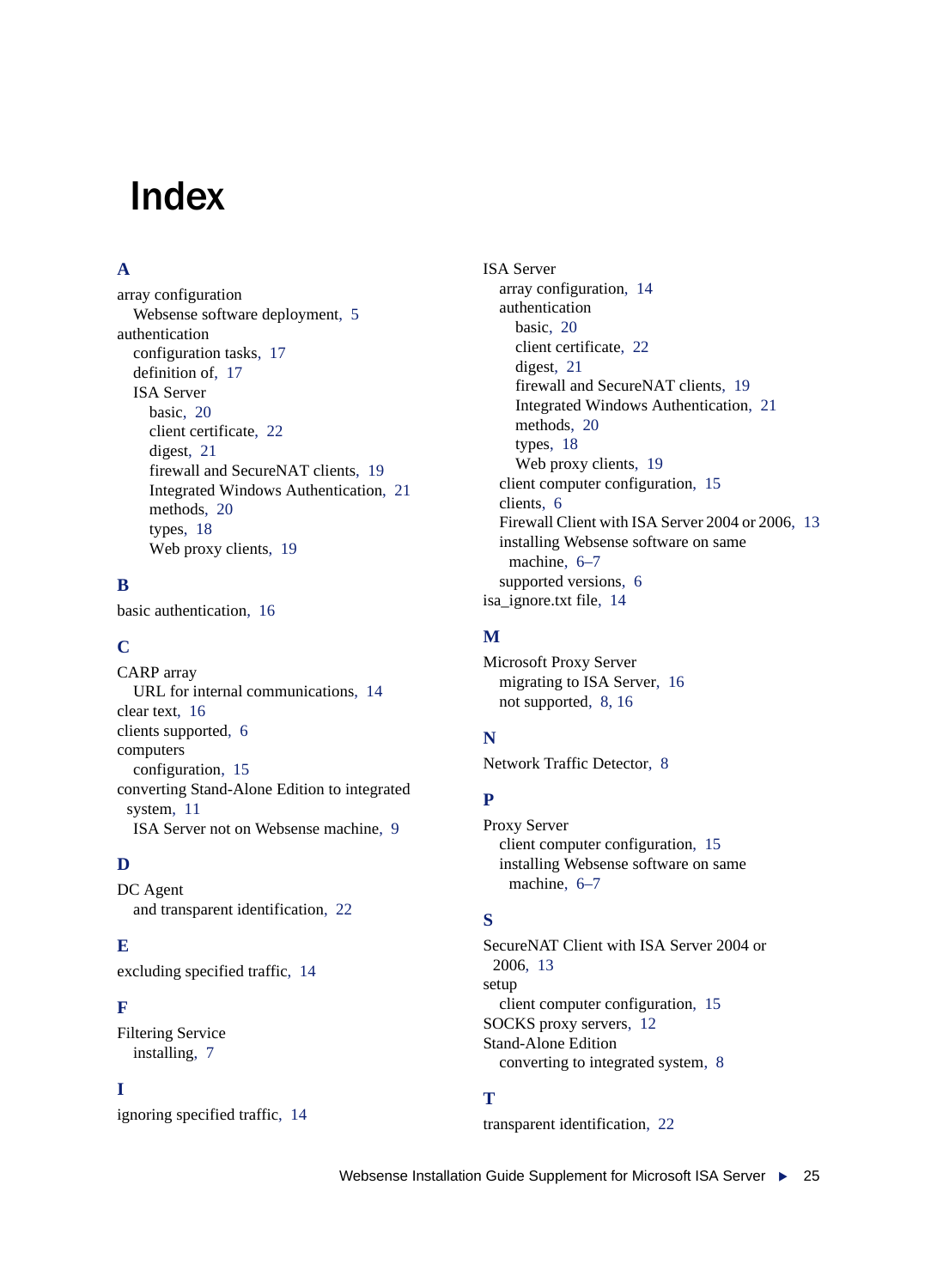# Index

## A

array configuration
- Websense software deployment, 5

authentication
- configuration tasks, 17
- definition of, 17
- ISA Server
  - basic, 20
  - client certificate, 22
  - digest, 21
  - firewall and SecureNAT clients, 19
  - Integrated Windows Authentication, 21
  - methods, 20
  - types, 18
  - Web proxy clients, 19

## B

basic authentication, 16

## C

CARP array
- URL for internal communications, 14

clear text, 16

clients supported, 6

computers
- configuration, 15

converting Stand-Alone Edition to integrated system, 11
- ISA Server not on Websense machine, 9

## D

DC Agent
- and transparent identification, 22

## E

excluding specified traffic, 14

## F

Filtering Service
- installing, 7

## I

ignoring specified traffic, 14

ISA Server
- array configuration, 14
- authentication
  - basic, 20
  - client certificate, 22
  - digest, 21
  - firewall and SecureNAT clients, 19
  - Integrated Windows Authentication, 21
  - methods, 20
  - types, 18
  - Web proxy clients, 19
- client computer configuration, 15
- clients, 6
- Firewall Client with ISA Server 2004 or 2006, 13
- installing Websense software on same machine, 6–7
- supported versions, 6

isa_ignore.txt file, 14

## M

Microsoft Proxy Server
- migrating to ISA Server, 16
- not supported, 8, 16

## N

Network Traffic Detector, 8

## P

Proxy Server
- client computer configuration, 15
- installing Websense software on same machine, 6–7

## S

SecureNAT Client with ISA Server 2004 or 2006, 13

setup
- client computer configuration, 15

SOCKS proxy servers, 12

Stand-Alone Edition
- converting to integrated system, 8

## T

transparent identification, 22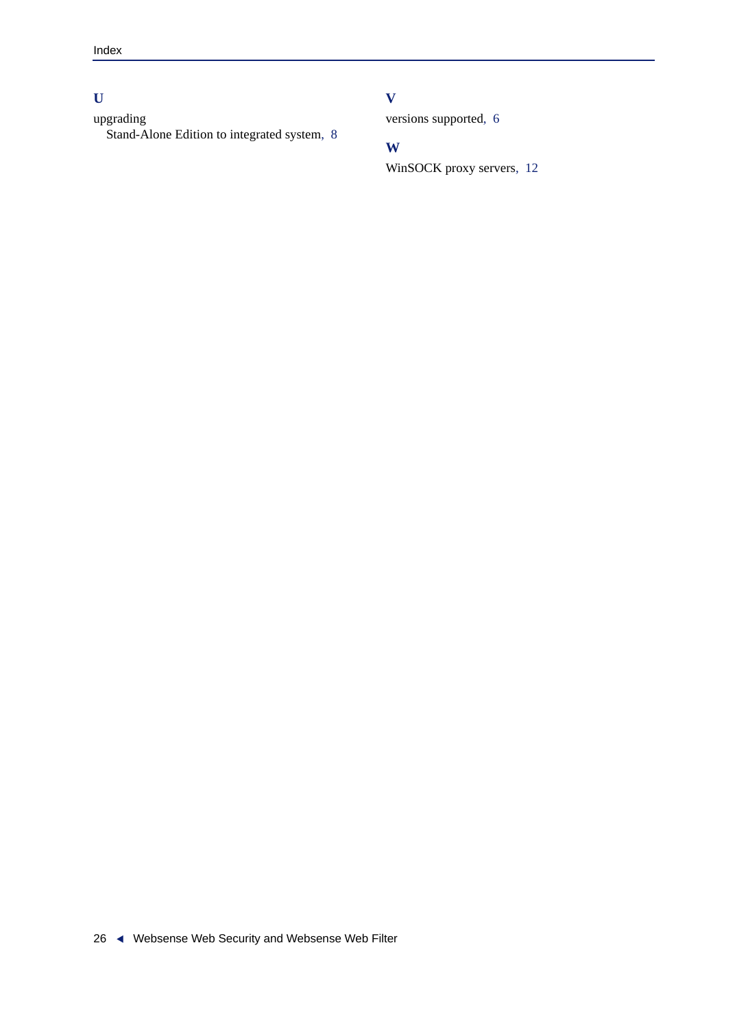## U

upgrading
  Stand-Alone Edition to integrated system, 8

## V

versions supported, 6

## W

WinSOCK proxy servers, 12